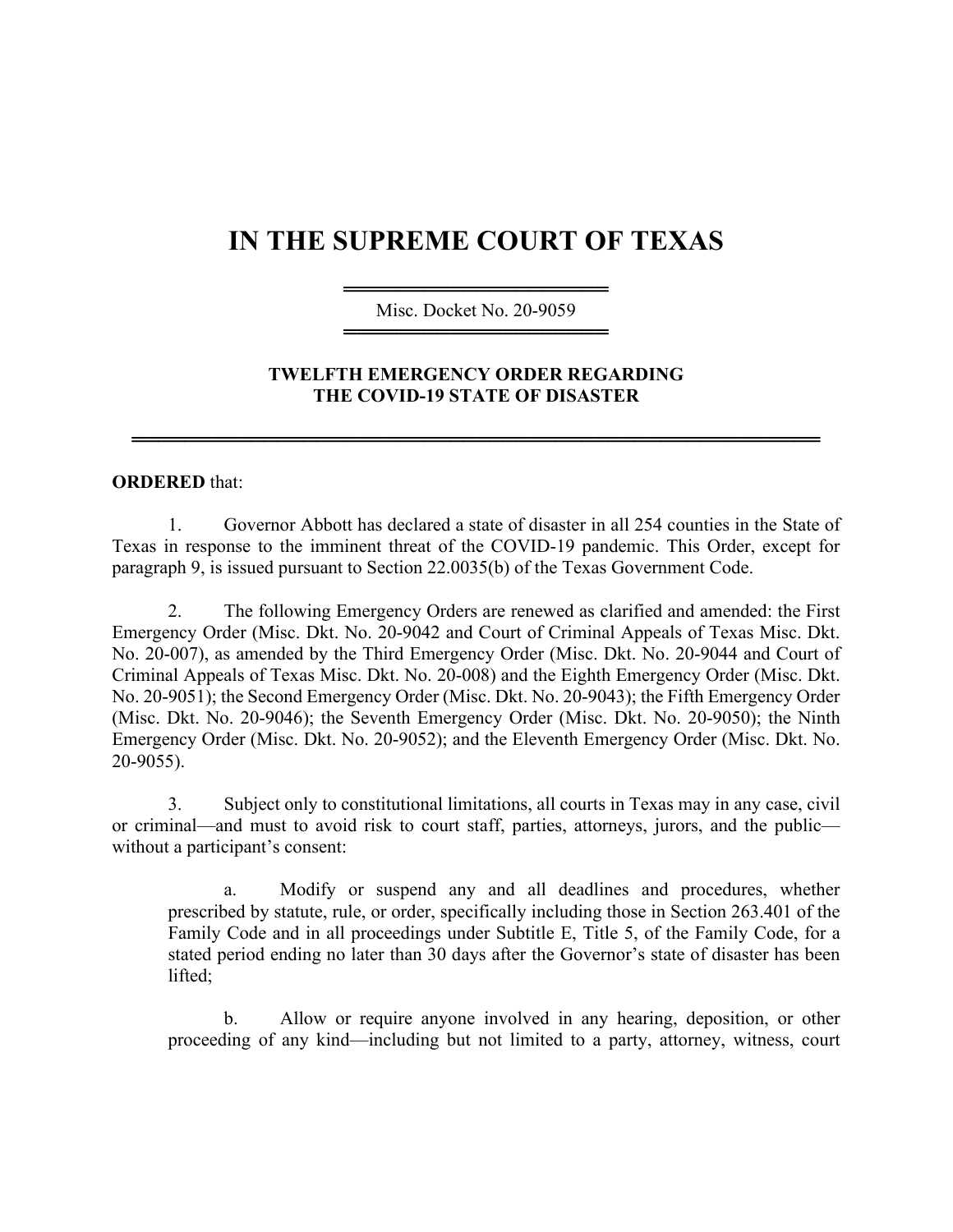# IN THE SUPREME COURT OF TEXAS

Misc. Docket No. 20-9059

**TWELFTH EMERGENCY ORDER REGARDING THE COVID-19 STATE OF DISASTER**

**ORDERED** that:

1. Governor Abbott has declared a state of disaster in all 254 counties in the State of Texas in response to the imminent threat of the COVID-19 pandemic. This Order, except for paragraph 9, is issued pursuant to Section 22.0035(b) of the Texas Government Code.

2. The following Emergency Orders are renewed as clarified and amended: the First Emergency Order (Misc. Dkt. No. 20-9042 and Court of Criminal Appeals of Texas Misc. Dkt. No. 20-007), as amended by the Third Emergency Order (Misc. Dkt. No. 20-9044 and Court of Criminal Appeals of Texas Misc. Dkt. No. 20-008) and the Eighth Emergency Order (Misc. Dkt. No. 20-9051); the Second Emergency Order (Misc. Dkt. No. 20-9043); the Fifth Emergency Order (Misc. Dkt. No. 20-9046); the Seventh Emergency Order (Misc. Dkt. No. 20-9050); the Ninth Emergency Order (Misc. Dkt. No. 20-9052); and the Eleventh Emergency Order (Misc. Dkt. No. 20-9055).

3. Subject only to constitutional limitations, all courts in Texas may in any case, civil or criminal—and must to avoid risk to court staff, parties, attorneys, jurors, and the public—without a participant's consent:

   a. Modify or suspend any and all deadlines and procedures, whether prescribed by statute, rule, or order, specifically including those in Section 263.401 of the Family Code and in all proceedings under Subtitle E, Title 5, of the Family Code, for a stated period ending no later than 30 days after the Governor's state of disaster has been lifted;

   b. Allow or require anyone involved in any hearing, deposition, or other proceeding of any kind—including but not limited to a party, attorney, witness, court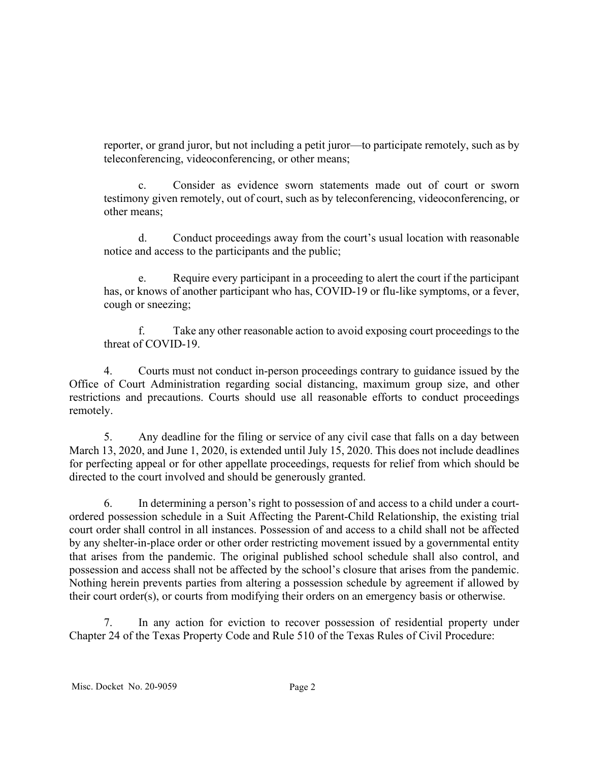reporter, or grand juror, but not including a petit juror—to participate remotely, such as by teleconferencing, videoconferencing, or other means;

c. Consider as evidence sworn statements made out of court or sworn testimony given remotely, out of court, such as by teleconferencing, videoconferencing, or other means;

d. Conduct proceedings away from the court's usual location with reasonable notice and access to the participants and the public;

e. Require every participant in a proceeding to alert the court if the participant has, or knows of another participant who has, COVID-19 or flu-like symptoms, or a fever, cough or sneezing;

f. Take any other reasonable action to avoid exposing court proceedings to the threat of COVID-19.

4. Courts must not conduct in-person proceedings contrary to guidance issued by the Office of Court Administration regarding social distancing, maximum group size, and other restrictions and precautions. Courts should use all reasonable efforts to conduct proceedings remotely.

5. Any deadline for the filing or service of any civil case that falls on a day between March 13, 2020, and June 1, 2020, is extended until July 15, 2020. This does not include deadlines for perfecting appeal or for other appellate proceedings, requests for relief from which should be directed to the court involved and should be generously granted.

6. In determining a person's right to possession of and access to a child under a court-ordered possession schedule in a Suit Affecting the Parent-Child Relationship, the existing trial court order shall control in all instances. Possession of and access to a child shall not be affected by any shelter-in-place order or other order restricting movement issued by a governmental entity that arises from the pandemic. The original published school schedule shall also control, and possession and access shall not be affected by the school's closure that arises from the pandemic. Nothing herein prevents parties from altering a possession schedule by agreement if allowed by their court order(s), or courts from modifying their orders on an emergency basis or otherwise.

7. In any action for eviction to recover possession of residential property under Chapter 24 of the Texas Property Code and Rule 510 of the Texas Rules of Civil Procedure: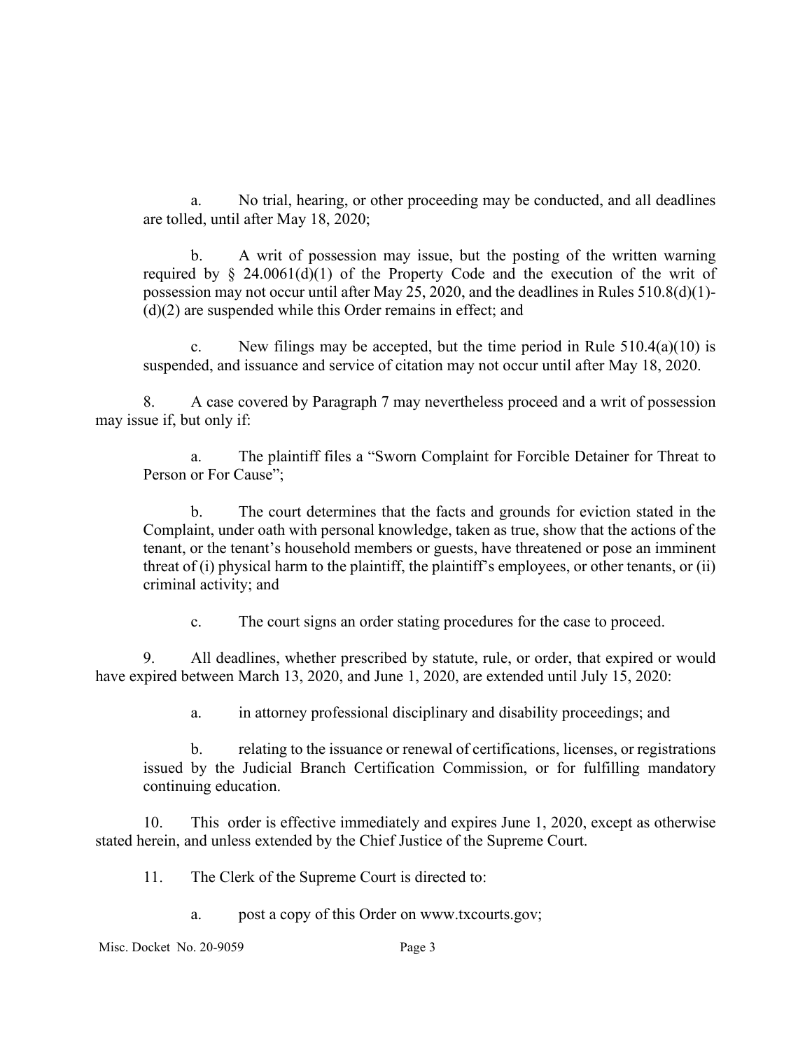a. No trial, hearing, or other proceeding may be conducted, and all deadlines are tolled, until after May 18, 2020;

b. A writ of possession may issue, but the posting of the written warning required by § 24.0061(d)(1) of the Property Code and the execution of the writ of possession may not occur until after May 25, 2020, and the deadlines in Rules 510.8(d)(1)-(d)(2) are suspended while this Order remains in effect; and

c. New filings may be accepted, but the time period in Rule 510.4(a)(10) is suspended, and issuance and service of citation may not occur until after May 18, 2020.

8. A case covered by Paragraph 7 may nevertheless proceed and a writ of possession may issue if, but only if:

a. The plaintiff files a "Sworn Complaint for Forcible Detainer for Threat to Person or For Cause";

b. The court determines that the facts and grounds for eviction stated in the Complaint, under oath with personal knowledge, taken as true, show that the actions of the tenant, or the tenant's household members or guests, have threatened or pose an imminent threat of (i) physical harm to the plaintiff, the plaintiff's employees, or other tenants, or (ii) criminal activity; and

c. The court signs an order stating procedures for the case to proceed.

9. All deadlines, whether prescribed by statute, rule, or order, that expired or would have expired between March 13, 2020, and June 1, 2020, are extended until July 15, 2020:

a. in attorney professional disciplinary and disability proceedings; and

b. relating to the issuance or renewal of certifications, licenses, or registrations issued by the Judicial Branch Certification Commission, or for fulfilling mandatory continuing education.

10. This order is effective immediately and expires June 1, 2020, except as otherwise stated herein, and unless extended by the Chief Justice of the Supreme Court.

11. The Clerk of the Supreme Court is directed to:

a. post a copy of this Order on www.txcourts.gov;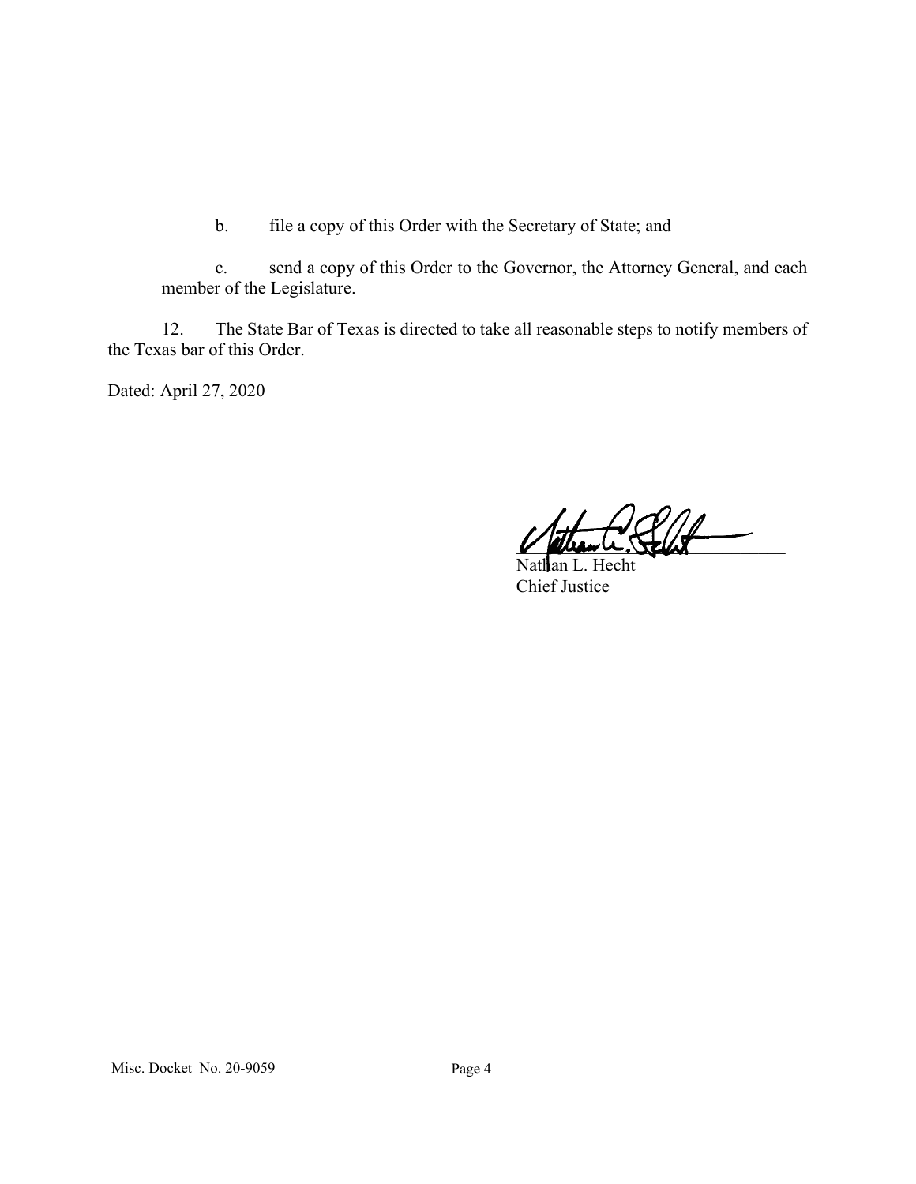b. file a copy of this Order with the Secretary of State; and

c. send a copy of this Order to the Governor, the Attorney General, and each member of the Legislature.

12. The State Bar of Texas is directed to take all reasonable steps to notify members of the Texas bar of this Order.

Dated: April 27, 2020

Nathan L. Hecht
Chief Justice

Misc. Docket No. 20-9059